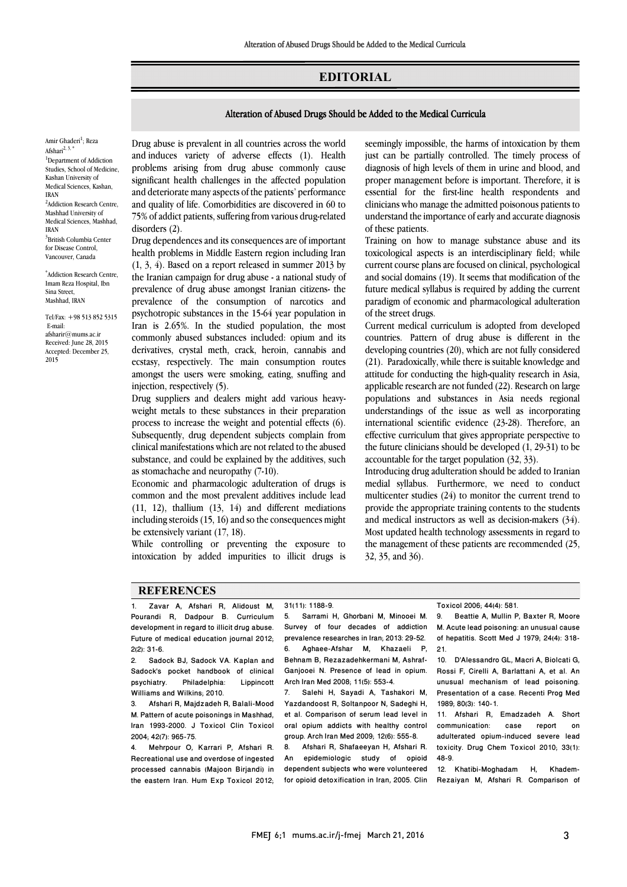# EDITORIAL

## Alteration of Abused Drugs Should be Added to the Medical Curricula

Amir Ghaderi[1]; Reza Afshari[2, 3, *]

[1]Department of Addiction Studies, School of Medicine, Kashan University of Medical Sciences, Kashan, IRAN

[2]Addiction Research Centre, Mashhad University of Medical Sciences, Mashhad, IRAN

[3]British Columbia Center for Disease Control, Vancouver, Canada

[*]Addiction Research Centre, Imam Reza Hospital, Ibn Sina Street, Mashhad, IRAN

Tel/Fax: +98 513 852 5315
E-mail: afsharir@mums.ac.ir
Received: June 28, 2015
Accepted: December 25, 2015

Drug abuse is prevalent in all countries across the world and induces variety of adverse effects (1). Health problems arising from drug abuse commonly cause significant health challenges in the affected population and deteriorate many aspects of the patients' performance and quality of life. Comorbidities are discovered in 60 to 75% of addict patients, suffering from various drug-related disorders (2).

Drug dependences and its consequences are of important health problems in Middle Eastern region including Iran (1, 3, 4). Based on a report released in summer 2013 by the Iranian campaign for drug abuse - a national study of prevalence of drug abuse amongst Iranian citizens- the prevalence of the consumption of narcotics and psychotropic substances in the 15-64 year population in Iran is 2.65%. In the studied population, the most commonly abused substances included: opium and its derivatives, crystal meth, crack, heroin, cannabis and ecstasy, respectively. The main consumption routes amongst the users were smoking, eating, snuffing and injection, respectively (5).

Drug suppliers and dealers might add various heavy-weight metals to these substances in their preparation process to increase the weight and potential effects (6). Subsequently, drug dependent subjects complain from clinical manifestations which are not related to the abused substance, and could be explained by the additives, such as stomachache and neuropathy (7-10).

Economic and pharmacologic adulteration of drugs is common and the most prevalent additives include lead (11, 12), thallium (13, 14) and different mediations including steroids (15, 16) and so the consequences might be extensively variant (17, 18).

While controlling or preventing the exposure to intoxication by added impurities to illicit drugs is seemingly impossible, the harms of intoxication by them just can be partially controlled. The timely process of diagnosis of high levels of them in urine and blood, and proper management before is important. Therefore, it is essential for the first-line health respondents and clinicians who manage the admitted poisonous patients to understand the importance of early and accurate diagnosis of these patients.

Training on how to manage substance abuse and its toxicological aspects is an interdisciplinary field; while current course plans are focused on clinical, psychological and social domains (19). It seems that modification of the future medical syllabus is required by adding the current paradigm of economic and pharmacological adulteration of the street drugs.

Current medical curriculum is adopted from developed countries. Pattern of drug abuse is different in the developing countries (20), which are not fully considered (21). Paradoxically, while there is suitable knowledge and attitude for conducting the high-quality research in Asia, applicable research are not funded (22). Research on large populations and substances in Asia needs regional understandings of the issue as well as incorporating international scientific evidence (23-28). Therefore, an effective curriculum that gives appropriate perspective to the future clinicians should be developed (1, 29-31) to be accountable for the target population (32, 33).

Introducing drug adulteration should be added to Iranian medial syllabus. Furthermore, we need to conduct multicenter studies (24) to monitor the current trend to provide the appropriate training contents to the students and medical instructors as well as decision-makers (34). Most updated health technology assessments in regard to the management of these patients are recommended (25, 32, 35, and 36).

## REFERENCES

1. Zavar A, Afshari R, Alidoust M, Pourandi R, Dadpour B. Curriculum development in regard to illicit drug abuse. Future of medical education journal 2012; 2(2): 31-6.
2. Sadock BJ, Sadock VA. Kaplan and Sadock's pocket handbook of clinical psychiatry. Philadelphia: Lippincott Williams and Wilkins; 2010.
3. Afshari R, Majdzadeh R, Balali-Mood M. Pattern of acute poisonings in Mashhad, Iran 1993-2000. J Toxicol Clin Toxicol 2004; 42(7): 965-75.
4. Mehrpour O, Karrari P, Afshari R. Recreational use and overdose of ingested processed cannabis (Majoon Birjandi) in the eastern Iran. Hum Exp Toxicol 2012; 31(11): 1188-9.
5. Sarrami H, Ghorbani M, Minooei M. Survey of four decades of addiction prevalence researches in Iran; 2013: 29-52.
6. Aghaee-Afshar M, Khazaeli P, Behnam B, Rezazadehkermani M, Ashraf-Ganjooei N. Presence of lead in opium. Arch Iran Med 2008; 11(5): 553-4.
7. Salehi H, Sayadi A, Tashakori M, Yazdandoost R, Soltanpoor N, Sadeghi H, et al. Comparison of serum lead level in oral opium addicts with healthy control group. Arch Iran Med 2009; 12(6): 555-8.
8. Afshari R, Shafaeeyan H, Afshari R. An epidemiologic study of opioid dependent subjects who were volunteered for opioid detoxification in Iran, 2005. Clin Toxicol 2006; 44(4): 581.
9. Beattie A, Mullin P, Baxter R, Moore M. Acute lead poisoning: an unusual cause of hepatitis. Scott Med J 1979; 24(4): 318-21.
10. D'Alessandro GL, Macri A, Biolcati G, Rossi F, Cirelli A, Barlattani A, et al. An unusual mechanism of lead poisoning. Presentation of a case. Recenti Prog Med 1989; 80(3): 140-1.
11. Afshari R, Emadzadeh A. Short communication: case report on adulterated opium-induced severe lead toxicity. Drug Chem Toxicol 2010; 33(1): 48-9.
12. Khatibi-Moghadam H, Khadem-Rezaiyan M, Afshari R. Comparison of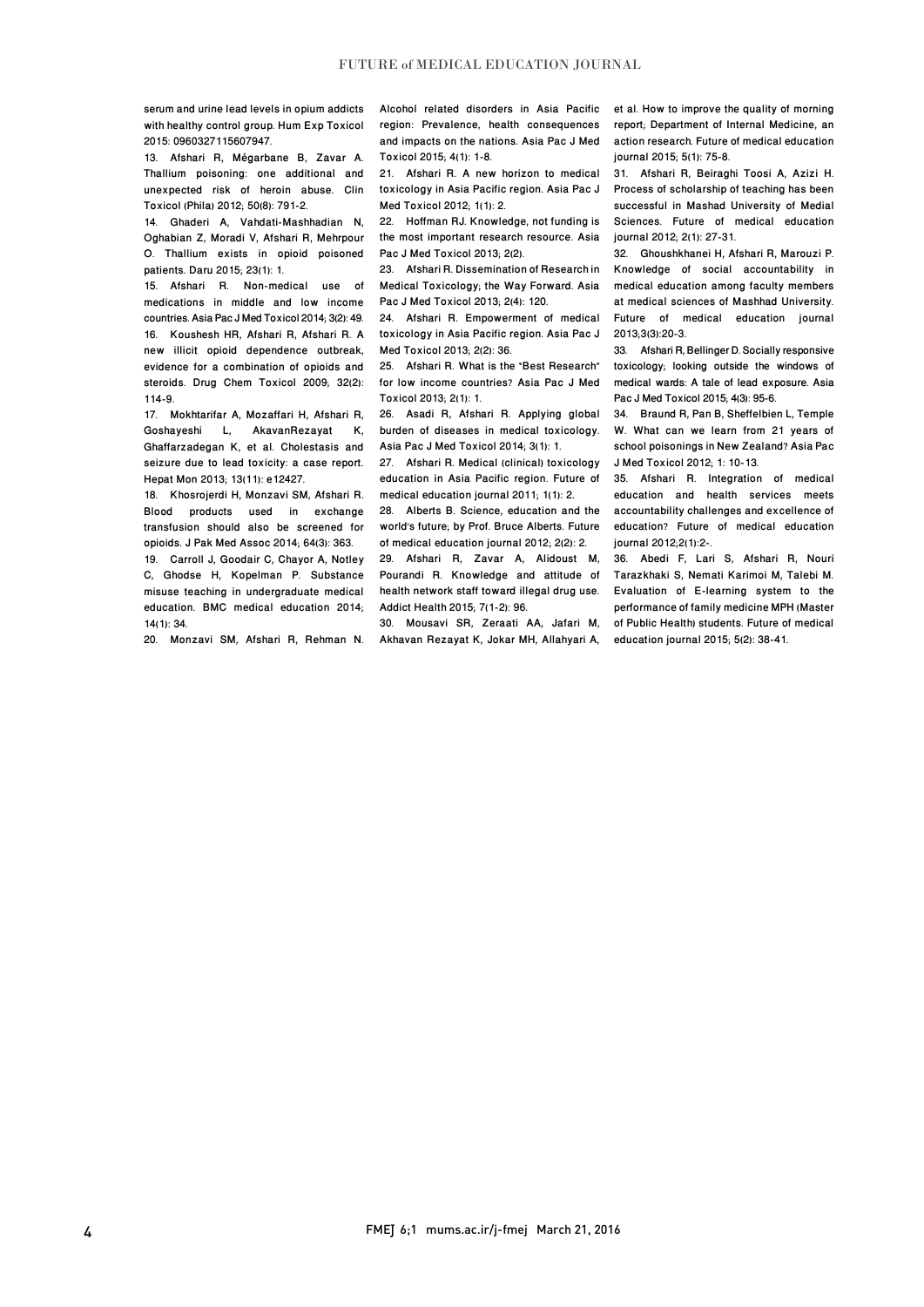serum and urine lead levels in opium addicts with healthy control group. Hum Exp Toxicol 2015: 0960327115607947.

13. Afshari R, Mégarbane B, Zavar A. Thallium poisoning: one additional and unexpected risk of heroin abuse. Clin Toxicol (Phila) 2012; 50(8): 791-2.

14. Ghaderi A, Vahdati-Mashhadian N, Oghabian Z, Moradi V, Afshari R, Mehrpour O. Thallium exists in opioid poisoned patients. Daru 2015; 23(1): 1.

15. Afshari R. Non-medical use of medications in middle and low income countries. Asia Pac J Med Toxicol 2014; 3(2): 49.

16. Koushesh HR, Afshari R, Afshari R. A new illicit opioid dependence outbreak, evidence for a combination of opioids and steroids. Drug Chem Toxicol 2009; 32(2): 114-9.

17. Mokhtarifar A, Mozaffari H, Afshari R, Goshayeshi L, AkavanRezayat K, Ghaffarzadegan K, et al. Cholestasis and seizure due to lead toxicity: a case report. Hepat Mon 2013; 13(11): e12427.

18. Khosrojerdi H, Monzavi SM, Afshari R. Blood products used in exchange transfusion should also be screened for opioids. J Pak Med Assoc 2014; 64(3): 363.

19. Carroll J, Goodair C, Chayor A, Notley C, Ghodse H, Kopelman P. Substance misuse teaching in undergraduate medical education. BMC medical education 2014; 14(1): 34.

20. Monzavi SM, Afshari R, Rehman N. Alcohol related disorders in Asia Pacific region: Prevalence, health consequences and impacts on the nations. Asia Pac J Med Toxicol 2015; 4(1): 1-8.

21. Afshari R. A new horizon to medical toxicology in Asia Pacific region. Asia Pac J Med Toxicol 2012; 1(1): 2.

22. Hoffman RJ. Knowledge, not funding is the most important research resource. Asia Pac J Med Toxicol 2013; 2(2).

23. Afshari R. Dissemination of Research in Medical Toxicology; the Way Forward. Asia Pac J Med Toxicol 2013; 2(4): 120.

24. Afshari R. Empowerment of medical toxicology in Asia Pacific region. Asia Pac J Med Toxicol 2013; 2(2): 36.

25. Afshari R. What is the "Best Research" for low income countries? Asia Pac J Med Toxicol 2013; 2(1): 1.

26. Asadi R, Afshari R. Applying global burden of diseases in medical toxicology. Asia Pac J Med Toxicol 2014; 3(1): 1.

27. Afshari R. Medical (clinical) toxicology education in Asia Pacific region. Future of medical education journal 2011; 1(1): 2.

28. Alberts B. Science, education and the world's future; by Prof. Bruce Alberts. Future of medical education journal 2012; 2(2): 2.

29. Afshari R, Zavar A, Alidoust M, Pourandi R. Knowledge and attitude of health network staff toward illegal drug use. Addict Health 2015; 7(1-2): 96.

30. Mousavi SR, Zeraati AA, Jafari M, Akhavan Rezayat K, Jokar MH, Allahyari A, et al. How to improve the quality of morning report; Department of Internal Medicine, an action research. Future of medical education journal 2015; 5(1): 75-8.

31. Afshari R, Beiraghi Toosi A, Azizi H. Process of scholarship of teaching has been successful in Mashad University of Medial Sciences. Future of medical education journal 2012; 2(1): 27-31.

32. Ghoushkhanei H, Afshari R, Marouzi P. Knowledge of social accountability in medical education among faculty members at medical sciences of Mashhad University. Future of medical education journal 2013;3(3):20-3.

33. Afshari R, Bellinger D. Socially responsive toxicology; looking outside the windows of medical wards: A tale of lead exposure. Asia Pac J Med Toxicol 2015; 4(3): 95-6.

34. Braund R, Pan B, Sheffelbein L, Temple W. What can we learn from 21 years of school poisonings in New Zealand? Asia Pac J Med Toxicol 2012; 1: 10-13.

35. Afshari R. Integration of medical education and health services meets accountability challenges and excellence of education? Future of medical education journal 2012;2(1):2-.

36. Abedi F, Lari S, Afshari R, Nouri Tarazkhaki S, Nemati Karimoi M, Talebi M. Evaluation of E-learning system to the performance of family medicine MPH (Master of Public Health) students. Future of medical education journal 2015; 5(2): 38-41.